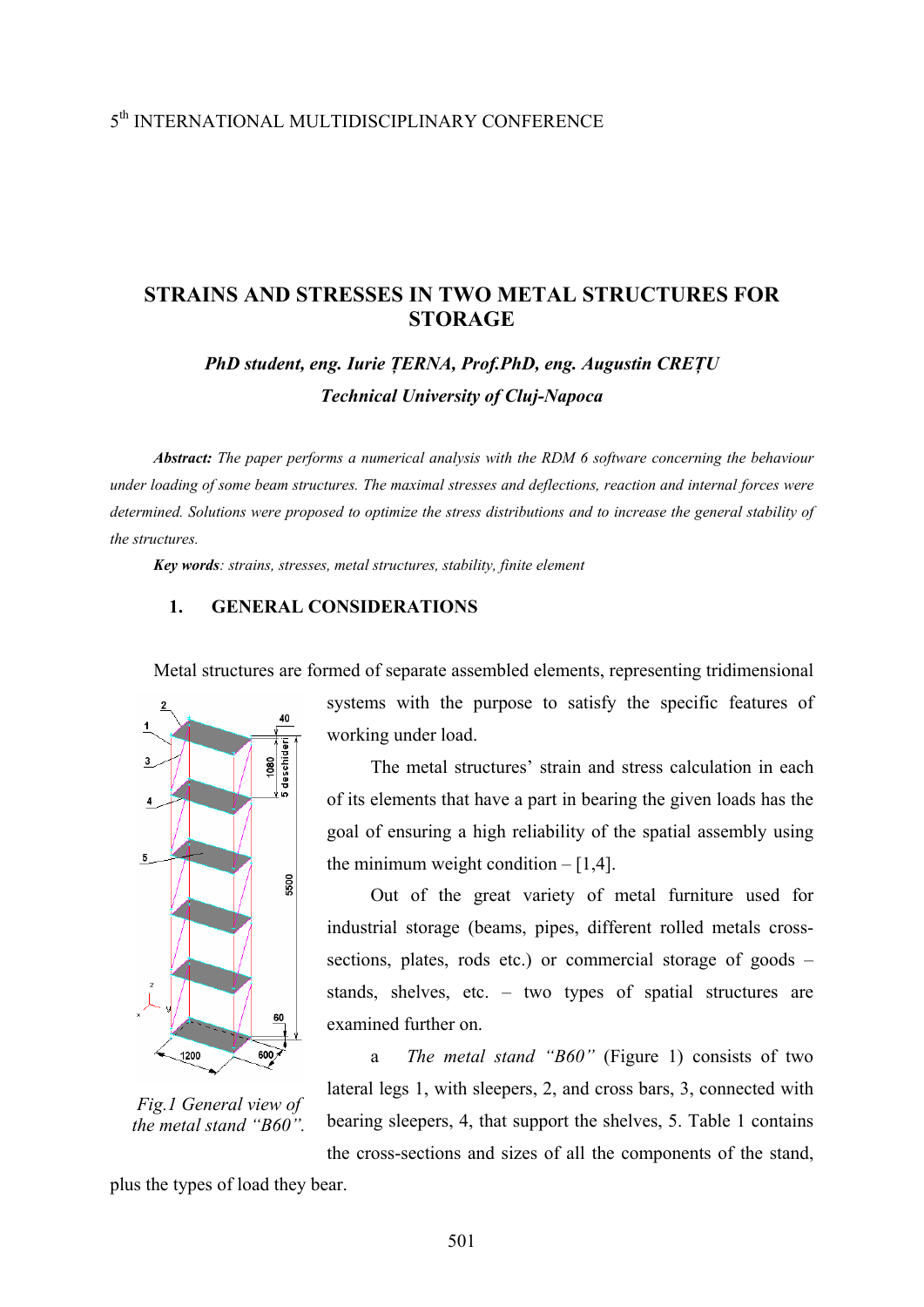# STRAINS AND STRESSES IN TWO METAL STRUCTURES FOR STORAGE

***PhD student, eng. Iurie ȚERNA, Prof.PhD, eng. Augustin CREȚU***

***Technical University of Cluj-Napoca***

***Abstract:*** *The paper performs a numerical analysis with the RDM 6 software concerning the behaviour under loading of some beam structures. The maximal stresses and deflections, reaction and internal forces were determined. Solutions were proposed to optimize the stress distributions and to increase the general stability of the structures.*

***Key words****: strains, stresses, metal structures, stability, finite element*

## 1. GENERAL CONSIDERATIONS

Metal structures are formed of separate assembled elements, representing tridimensional systems with the purpose to satisfy the specific features of working under load.

The metal structures' strain and stress calculation in each of its elements that have a part in bearing the given loads has the goal of ensuring a high reliability of the spatial assembly using the minimum weight condition – [1,4].

Out of the great variety of metal furniture used for industrial storage (beams, pipes, different rolled metals cross-sections, plates, rods etc.) or commercial storage of goods – stands, shelves, etc. – two types of spatial structures are examined further on.

*Fig.1 General view of the metal stand "B60".*

a *The metal stand "B60"* (Figure 1) consists of two lateral legs 1, with sleepers, 2, and cross bars, 3, connected with bearing sleepers, 4, that support the shelves, 5. Table 1 contains the cross-sections and sizes of all the components of the stand, plus the types of load they bear.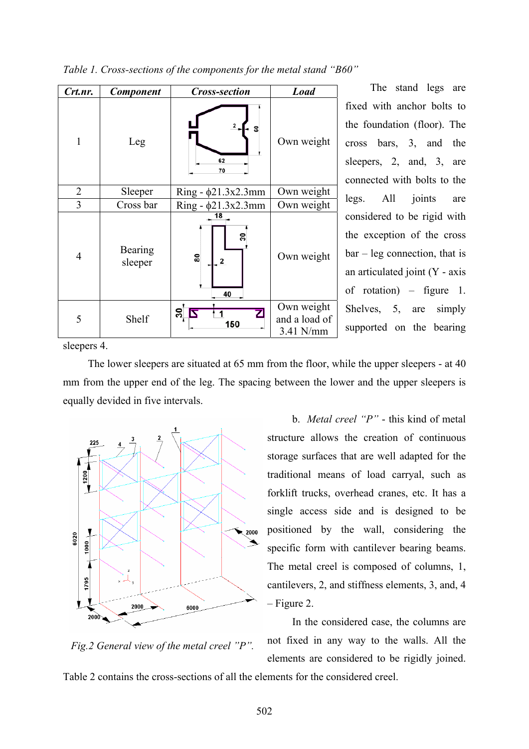*Table 1. Cross-sections of the components for the metal stand "B60"*

| Crt.nr. | Component | Cross-section | Load |
|---|---|---|---|
| 1 | Leg | | Own weight |
| 2 | Sleeper | Ring - ϕ21.3x2.3mm | Own weight |
| 3 | Cross bar | Ring - ϕ21.3x2.3mm | Own weight |
| 4 | Bearing sleeper | | Own weight |
| 5 | Shelf | | Own weight and a load of 3.41 N/mm |

The stand legs are fixed with anchor bolts to the foundation (floor). The cross bars, 3, and the sleepers, 2, and, 3, are connected with bolts to the legs. All joints are considered to be rigid with the exception of the cross bar – leg connection, that is an articulated joint (Y - axis of rotation) – figure 1. Shelves, 5, are simply supported on the bearing sleepers 4.

The lower sleepers are situated at 65 mm from the floor, while the upper sleepers - at 40 mm from the upper end of the leg. The spacing between the lower and the upper sleepers is equally devided in five intervals.

b. *Metal creel "P"* - this kind of metal structure allows the creation of continuous storage surfaces that are well adapted for the traditional means of load carryal, such as forklift trucks, overhead cranes, etc. It has a single access side and is designed to be positioned by the wall, considering the specific form with cantilever bearing beams. The metal creel is composed of columns, 1, cantilevers, 2, and stiffness elements, 3, and, 4 – Figure 2.

*Fig.2 General view of the metal creel "P".*

In the considered case, the columns are not fixed in any way to the walls. All the elements are considered to be rigidly joined.

Table 2 contains the cross-sections of all the elements for the considered creel.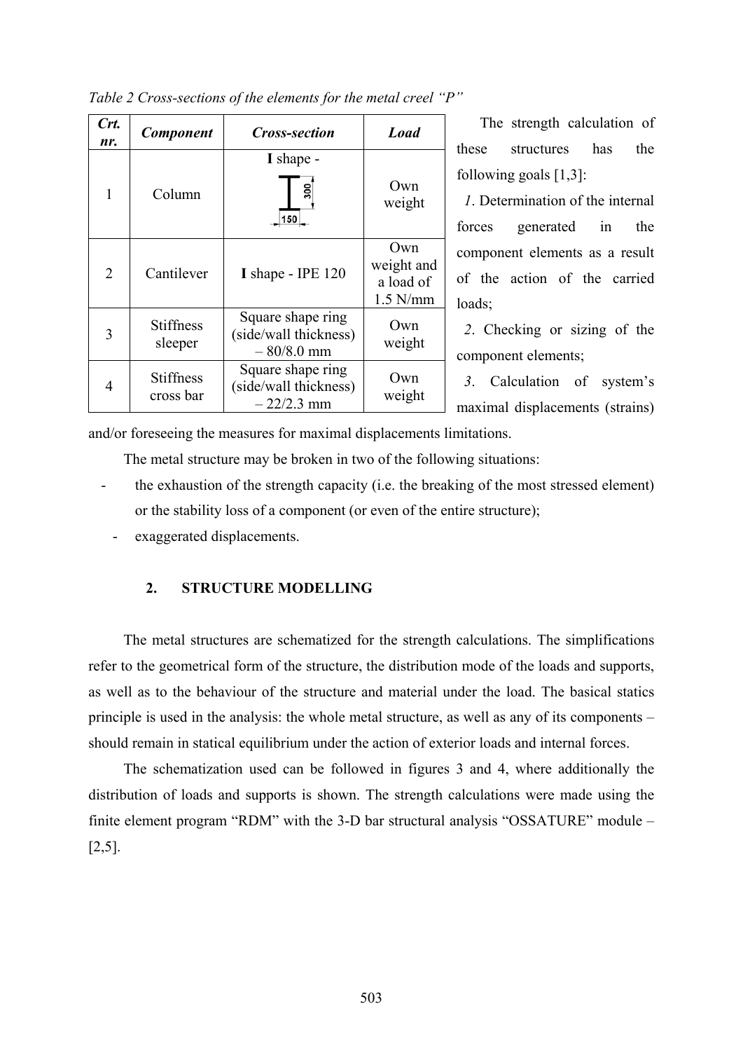*Table 2 Cross-sections of the elements for the metal creel "P"*

| *Crt. nr.* | *Component* | *Cross-section* | *Load* |
|---|---|---|---|
| 1 | Column | **I** shape - 300 × 150 | Own weight |
| 2 | Cantilever | **I** shape - IPE 120 | Own weight and a load of 1.5 N/mm |
| 3 | Stiffness sleeper | Square shape ring (side/wall thickness) – 80/8.0 mm | Own weight |
| 4 | Stiffness cross bar | Square shape ring (side/wall thickness) – 22/2.3 mm | Own weight |

The strength calculation of these structures has the following goals [1,3]:

*1*. Determination of the internal forces generated in the component elements as a result of the action of the carried loads;

*2*. Checking or sizing of the component elements;

*3*. Calculation of system's maximal displacements (strains) and/or foreseeing the measures for maximal displacements limitations.

The metal structure may be broken in two of the following situations:

- the exhaustion of the strength capacity (i.e. the breaking of the most stressed element) or the stability loss of a component (or even of the entire structure);
- exaggerated displacements.

## 2. STRUCTURE MODELLING

The metal structures are schematized for the strength calculations. The simplifications refer to the geometrical form of the structure, the distribution mode of the loads and supports, as well as to the behaviour of the structure and material under the load. The basical statics principle is used in the analysis: the whole metal structure, as well as any of its components – should remain in statical equilibrium under the action of exterior loads and internal forces.

The schematization used can be followed in figures 3 and 4, where additionally the distribution of loads and supports is shown. The strength calculations were made using the finite element program "RDM" with the 3-D bar structural analysis "OSSATURE" module – [2,5].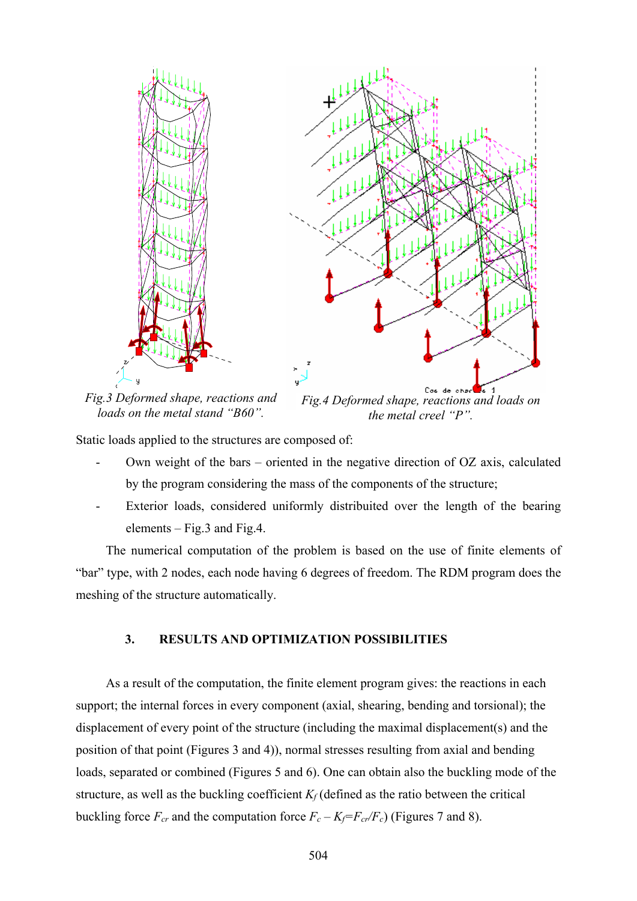*Fig.3 Deformed shape, reactions and loads on the metal stand "B60".*

*Fig.4 Deformed shape, reactions and loads on the metal creel "P".*

Static loads applied to the structures are composed of:

- Own weight of the bars – oriented in the negative direction of OZ axis, calculated by the program considering the mass of the components of the structure;
- Exterior loads, considered uniformly distribuited over the length of the bearing elements – Fig.3 and Fig.4.

The numerical computation of the problem is based on the use of finite elements of "bar" type, with 2 nodes, each node having 6 degrees of freedom. The RDM program does the meshing of the structure automatically.

## 3. RESULTS AND OPTIMIZATION POSSIBILITIES

As a result of the computation, the finite element program gives: the reactions in each support; the internal forces in every component (axial, shearing, bending and torsional); the displacement of every point of the structure (including the maximal displacement(s) and the position of that point (Figures 3 and 4)), normal stresses resulting from axial and bending loads, separated or combined (Figures 5 and 6). One can obtain also the buckling mode of the structure, as well as the buckling coefficient $K_f$ (defined as the ratio between the critical buckling force $F_{cr}$ and the computation force $F_c$ – $K_f = F_{cr}/F_c$) (Figures 7 and 8).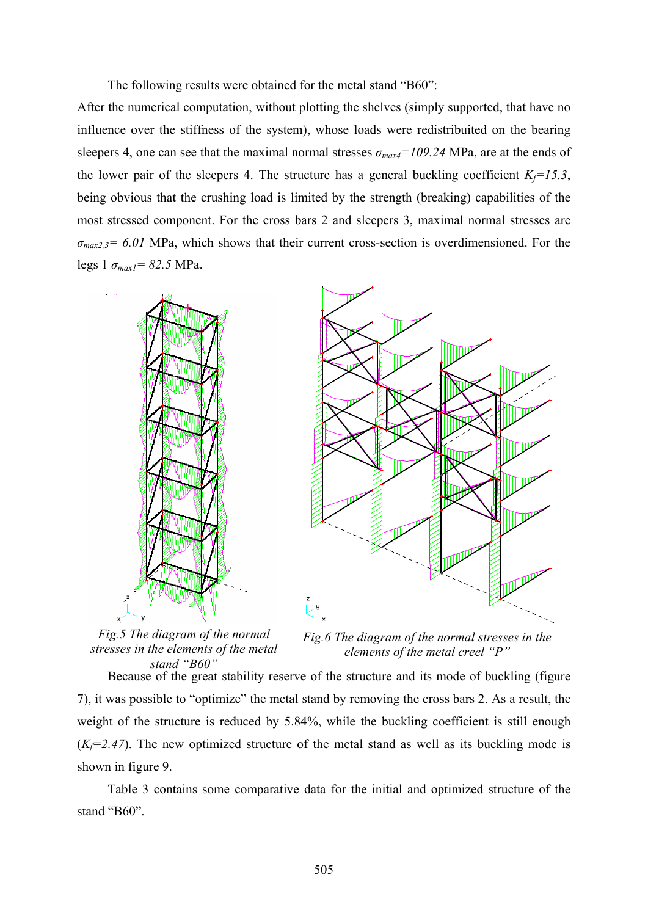The following results were obtained for the metal stand "B60":

After the numerical computation, without plotting the shelves (simply supported, that have no influence over the stiffness of the system), whose loads were redistribuited on the bearing sleepers 4, one can see that the maximal normal stresses $\sigma_{max4}=109.24$ MPa, are at the ends of the lower pair of the sleepers 4. The structure has a general buckling coefficient $K_f=15.3$, being obvious that the crushing load is limited by the strength (breaking) capabilities of the most stressed component. For the cross bars 2 and sleepers 3, maximal normal stresses are $\sigma_{max2,3}= 6.01$ MPa, which shows that their current cross-section is overdimensioned. For the legs 1 $\sigma_{max1}= 82.5$ MPa.

*Fig.5 The diagram of the normal stresses in the elements of the metal stand "B60"*

*Fig.6 The diagram of the normal stresses in the elements of the metal creel "P"*

Because of the great stability reserve of the structure and its mode of buckling (figure 7), it was possible to "optimize" the metal stand by removing the cross bars 2. As a result, the weight of the structure is reduced by 5.84%, while the buckling coefficient is still enough ($K_f=2.47$). The new optimized structure of the metal stand as well as its buckling mode is shown in figure 9.

Table 3 contains some comparative data for the initial and optimized structure of the stand "B60".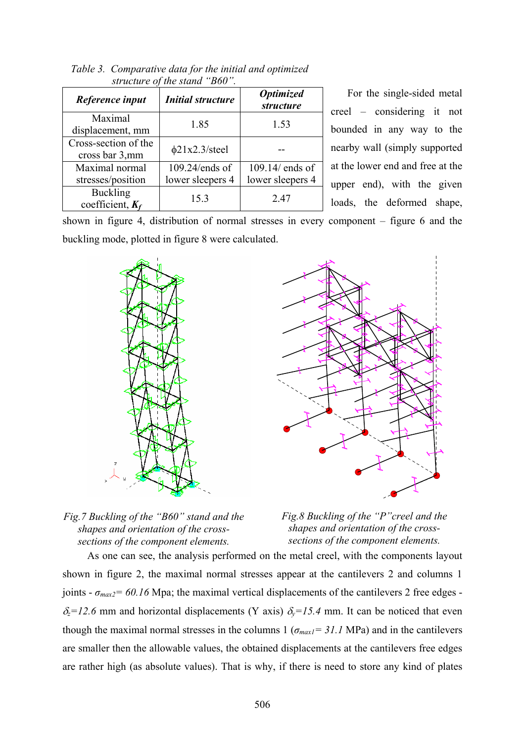*Table 3. Comparative data for the initial and optimized structure of the stand "B60".*

| ***Reference input*** | ***Initial structure*** | ***Optimized structure*** |
|---|---|---|
| Maximal displacement, mm | 1.85 | 1.53 |
| Cross-section of the cross bar 3,mm | ϕ21x2.3/steel | -- |
| Maximal normal stresses/position | 109.24/ends of lower sleepers 4 | 109.14/ ends of lower sleepers 4 |
| Buckling coefficient, $\boldsymbol{K_f}$ | 15.3 | 2.47 |

For the single-sided metal creel – considering it not bounded in any way to the nearby wall (simply supported at the lower end and free at the upper end), with the given loads, the deformed shape, shown in figure 4, distribution of normal stresses in every component – figure 6 and the buckling mode, plotted in figure 8 were calculated.

*Fig.7 Buckling of the "B60" stand and the shapes and orientation of the cross-sections of the component elements.*

*Fig.8 Buckling of the "P"creel and the shapes and orientation of the cross-sections of the component elements.*

As one can see, the analysis performed on the metal creel, with the components layout shown in figure 2, the maximal normal stresses appear at the cantilevers 2 and columns 1 joints - $\sigma_{max2}$*= 60.16* Mpa; the maximal vertical displacements of the cantilevers 2 free edges - $\delta_z$*=12.6* mm and horizontal displacements (Y axis) $\delta_y$*=15.4* mm. It can be noticed that even though the maximal normal stresses in the columns 1 ($\sigma_{max1}$*= 31.1* MPa) and in the cantilevers are smaller then the allowable values, the obtained displacements at the cantilevers free edges are rather high (as absolute values). That is why, if there is need to store any kind of plates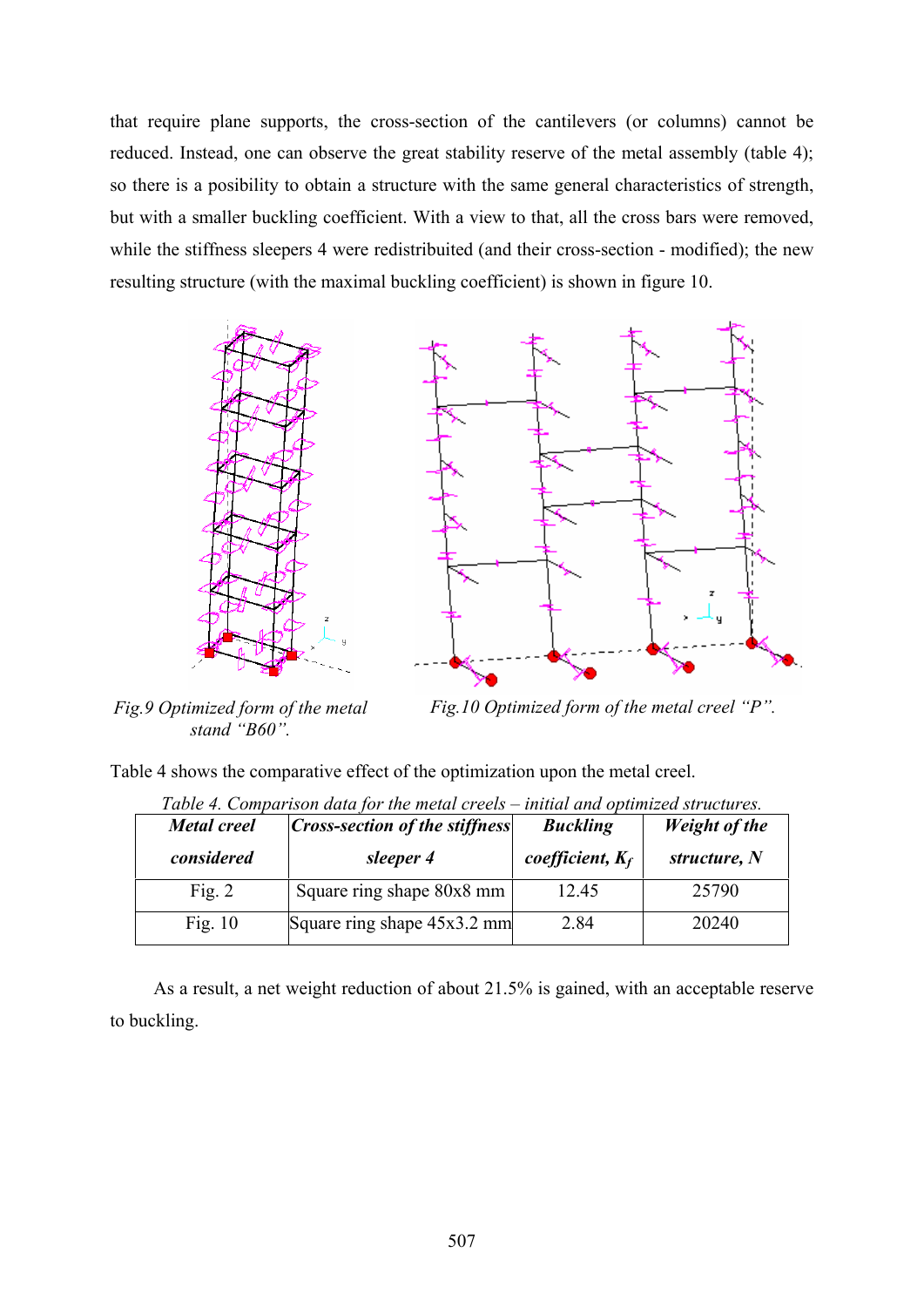that require plane supports, the cross-section of the cantilevers (or columns) cannot be reduced. Instead, one can observe the great stability reserve of the metal assembly (table 4); so there is a posibility to obtain a structure with the same general characteristics of strength, but with a smaller buckling coefficient. With a view to that, all the cross bars were removed, while the stiffness sleepers 4 were redistribuited (and their cross-section - modified); the new resulting structure (with the maximal buckling coefficient) is shown in figure 10.

*Fig.9 Optimized form of the metal stand "B60".*

*Fig.10 Optimized form of the metal creel "P".*

Table 4 shows the comparative effect of the optimization upon the metal creel.

*Table 4. Comparison data for the metal creels – initial and optimized structures.*

| ***Metal creel considered*** | ***Cross-section of the stiffness sleeper 4*** | ***Buckling coefficient, $K_f$*** | ***Weight of the structure, N*** |
|---|---|---|---|
| Fig. 2 | Square ring shape 80x8 mm | 12.45 | 25790 |
| Fig. 10 | Square ring shape 45x3.2 mm | 2.84 | 20240 |

As a result, a net weight reduction of about 21.5% is gained, with an acceptable reserve to buckling.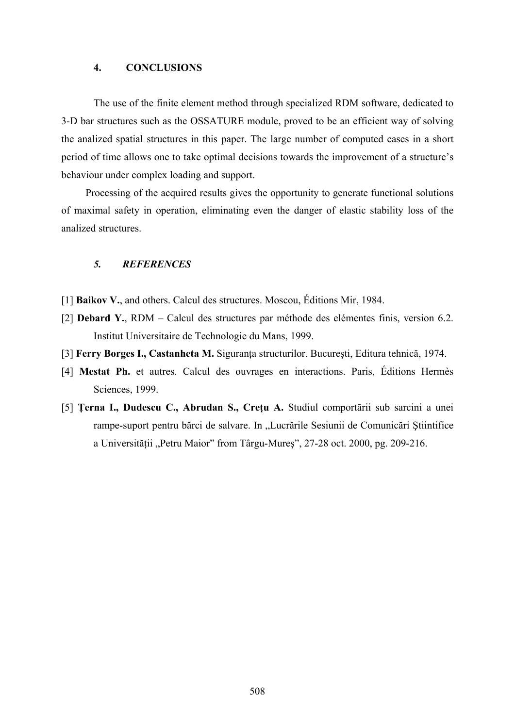## 4. CONCLUSIONS

The use of the finite element method through specialized RDM software, dedicated to 3-D bar structures such as the OSSATURE module, proved to be an efficient way of solving the analized spatial structures in this paper. The large number of computed cases in a short period of time allows one to take optimal decisions towards the improvement of a structure's behaviour under complex loading and support.

Processing of the acquired results gives the opportunity to generate functional solutions of maximal safety in operation, eliminating even the danger of elastic stability loss of the analized structures.

## *5. REFERENCES*

[1] **Baikov V.**, and others. Calcul des structures. Moscou, Éditions Mir, 1984.

[2] **Debard Y.**, RDM – Calcul des structures par méthode des elémentes finis, version 6.2. Institut Universitaire de Technologie du Mans, 1999.

[3] **Ferry Borges I., Castanheta M.** Siguranța structurilor. Bucureşti, Editura tehnică, 1974.

[4] **Mestat Ph.** et autres. Calcul des ouvrages en interactions. Paris, Éditions Hermès Sciences, 1999.

[5] **Țerna I., Dudescu C., Abrudan S., Crețu A.** Studiul comportării sub sarcini a unei rampe-suport pentru bărci de salvare. In „Lucrările Sesiunii de Comunicări Ştiintifice a Universității „Petru Maior" from Târgu-Mureş", 27-28 oct. 2000, pg. 209-216.